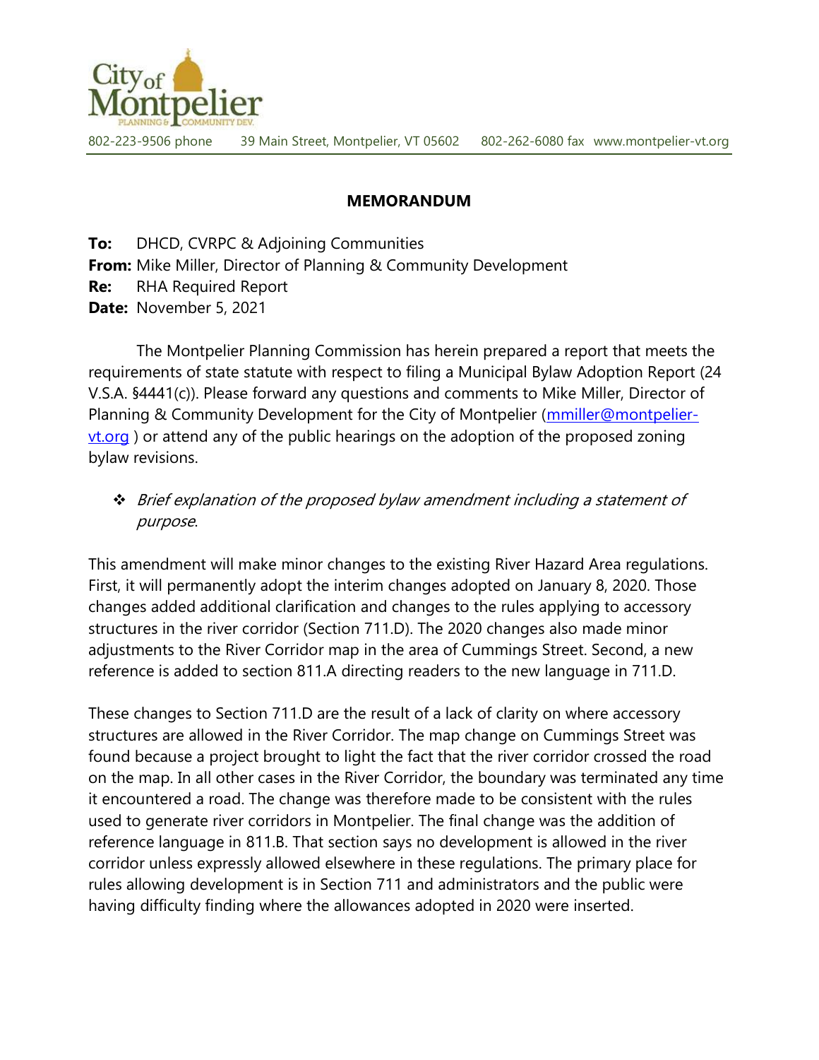City of Montpelier
PLANNING & COMMUNITY DEV.

802-223-9506 phone 39 Main Street, Montpelier, VT 05602 802-262-6080 fax www.montpelier-vt.org

## MEMORANDUM

**To:** DHCD, CVRPC & Adjoining Communities
**From:** Mike Miller, Director of Planning & Community Development
**Re:** RHA Required Report
**Date:** November 5, 2021

The Montpelier Planning Commission has herein prepared a report that meets the requirements of state statute with respect to filing a Municipal Bylaw Adoption Report (24 V.S.A. §4441(c)). Please forward any questions and comments to Mike Miller, Director of Planning & Community Development for the City of Montpelier (mmiller@montpelier-vt.org ) or attend any of the public hearings on the adoption of the proposed zoning bylaw revisions.

- *Brief explanation of the proposed bylaw amendment including a statement of purpose*.

This amendment will make minor changes to the existing River Hazard Area regulations. First, it will permanently adopt the interim changes adopted on January 8, 2020. Those changes added additional clarification and changes to the rules applying to accessory structures in the river corridor (Section 711.D). The 2020 changes also made minor adjustments to the River Corridor map in the area of Cummings Street. Second, a new reference is added to section 811.A directing readers to the new language in 711.D.

These changes to Section 711.D are the result of a lack of clarity on where accessory structures are allowed in the River Corridor. The map change on Cummings Street was found because a project brought to light the fact that the river corridor crossed the road on the map. In all other cases in the River Corridor, the boundary was terminated any time it encountered a road. The change was therefore made to be consistent with the rules used to generate river corridors in Montpelier. The final change was the addition of reference language in 811.B. That section says no development is allowed in the river corridor unless expressly allowed elsewhere in these regulations. The primary place for rules allowing development is in Section 711 and administrators and the public were having difficulty finding where the allowances adopted in 2020 were inserted.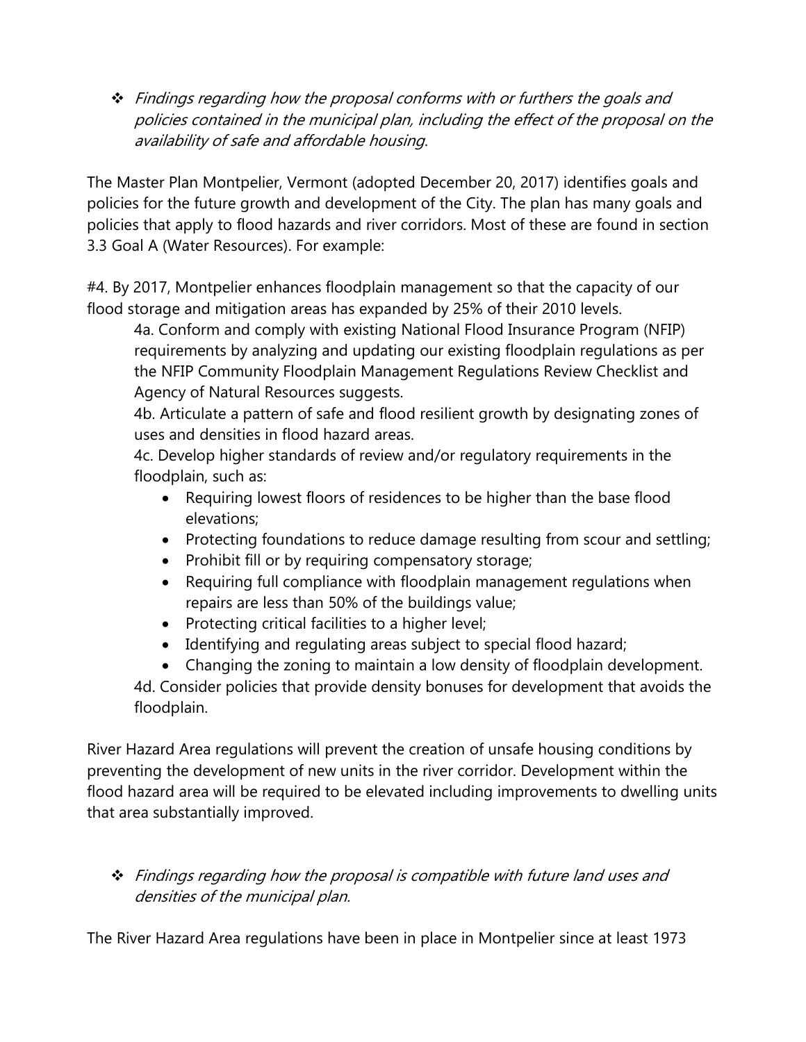❖ *Findings regarding how the proposal conforms with or furthers the goals and policies contained in the municipal plan, including the effect of the proposal on the availability of safe and affordable housing.*

The Master Plan Montpelier, Vermont (adopted December 20, 2017) identifies goals and policies for the future growth and development of the City. The plan has many goals and policies that apply to flood hazards and river corridors. Most of these are found in section 3.3 Goal A (Water Resources). For example:

#4. By 2017, Montpelier enhances floodplain management so that the capacity of our flood storage and mitigation areas has expanded by 25% of their 2010 levels.

> 4a. Conform and comply with existing National Flood Insurance Program (NFIP) requirements by analyzing and updating our existing floodplain regulations as per the NFIP Community Floodplain Management Regulations Review Checklist and Agency of Natural Resources suggests.
>
> 4b. Articulate a pattern of safe and flood resilient growth by designating zones of uses and densities in flood hazard areas.
>
> 4c. Develop higher standards of review and/or regulatory requirements in the floodplain, such as:
>
> - Requiring lowest floors of residences to be higher than the base flood elevations;
> - Protecting foundations to reduce damage resulting from scour and settling;
> - Prohibit fill or by requiring compensatory storage;
> - Requiring full compliance with floodplain management regulations when repairs are less than 50% of the buildings value;
> - Protecting critical facilities to a higher level;
> - Identifying and regulating areas subject to special flood hazard;
> - Changing the zoning to maintain a low density of floodplain development.
>
> 4d. Consider policies that provide density bonuses for development that avoids the floodplain.

River Hazard Area regulations will prevent the creation of unsafe housing conditions by preventing the development of new units in the river corridor. Development within the flood hazard area will be required to be elevated including improvements to dwelling units that area substantially improved.

❖ *Findings regarding how the proposal is compatible with future land uses and densities of the municipal plan.*

The River Hazard Area regulations have been in place in Montpelier since at least 1973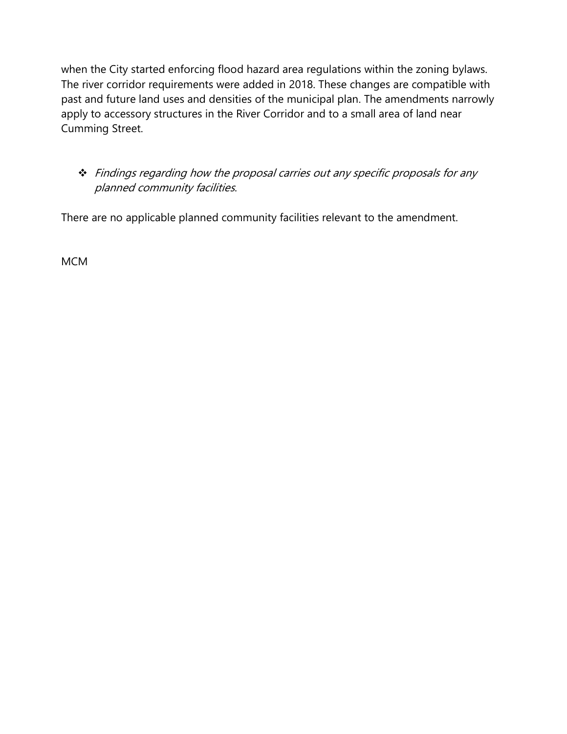when the City started enforcing flood hazard area regulations within the zoning bylaws. The river corridor requirements were added in 2018. These changes are compatible with past and future land uses and densities of the municipal plan. The amendments narrowly apply to accessory structures in the River Corridor and to a small area of land near Cumming Street.

- *Findings regarding how the proposal carries out any specific proposals for any planned community facilities*.

There are no applicable planned community facilities relevant to the amendment.

MCM